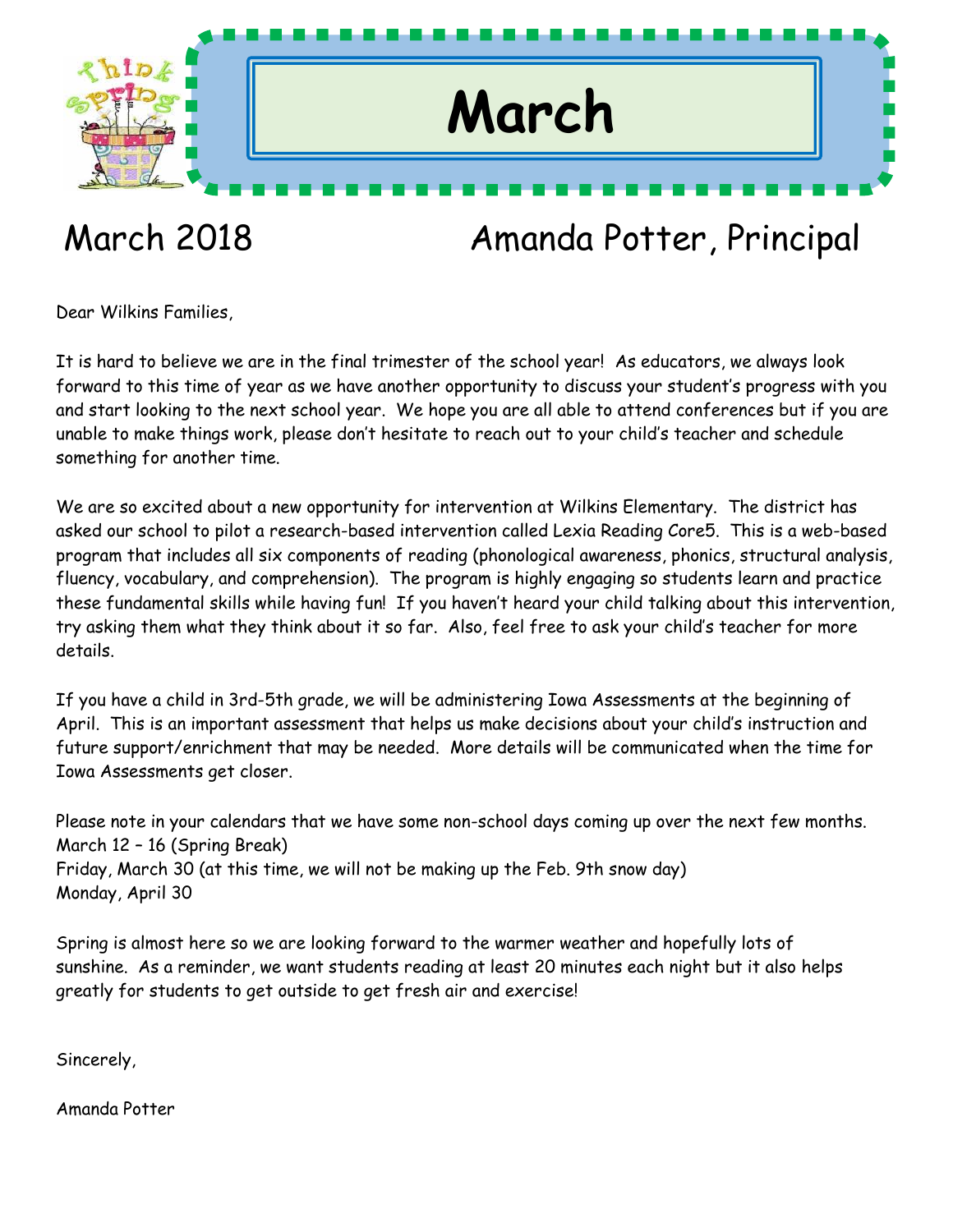# March

March 2018 — Amanda Potter, Principal

Dear Wilkins Families,

It is hard to believe we are in the final trimester of the school year! As educators, we always look forward to this time of year as we have another opportunity to discuss your student's progress with you and start looking to the next school year. We hope you are all able to attend conferences but if you are unable to make things work, please don't hesitate to reach out to your child's teacher and schedule something for another time.

We are so excited about a new opportunity for intervention at Wilkins Elementary. The district has asked our school to pilot a research-based intervention called Lexia Reading Core5. This is a web-based program that includes all six components of reading (phonological awareness, phonics, structural analysis, fluency, vocabulary, and comprehension). The program is highly engaging so students learn and practice these fundamental skills while having fun! If you haven't heard your child talking about this intervention, try asking them what they think about it so far. Also, feel free to ask your child's teacher for more details.

If you have a child in 3rd-5th grade, we will be administering Iowa Assessments at the beginning of April. This is an important assessment that helps us make decisions about your child's instruction and future support/enrichment that may be needed. More details will be communicated when the time for Iowa Assessments get closer.

Please note in your calendars that we have some non-school days coming up over the next few months.
March 12 – 16 (Spring Break)
Friday, March 30 (at this time, we will not be making up the Feb. 9th snow day)
Monday, April 30

Spring is almost here so we are looking forward to the warmer weather and hopefully lots of sunshine. As a reminder, we want students reading at least 20 minutes each night but it also helps greatly for students to get outside to get fresh air and exercise!

Sincerely,

Amanda Potter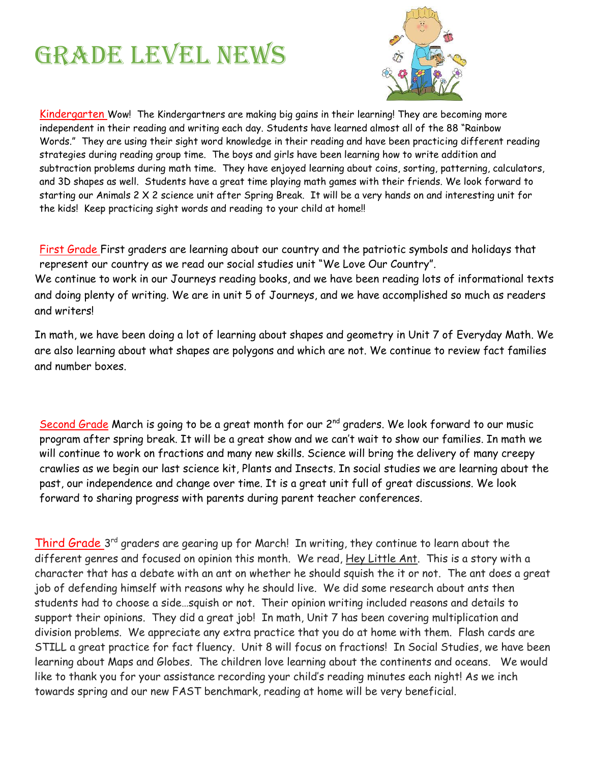# Grade Level News

Kindergarten Wow! The Kindergartners are making big gains in their learning! They are becoming more independent in their reading and writing each day. Students have learned almost all of the 88 "Rainbow Words." They are using their sight word knowledge in their reading and have been practicing different reading strategies during reading group time. The boys and girls have been learning how to write addition and subtraction problems during math time. They have enjoyed learning about coins, sorting, patterning, calculators, and 3D shapes as well. Students have a great time playing math games with their friends. We look forward to starting our Animals 2 X 2 science unit after Spring Break. It will be a very hands on and interesting unit for the kids! Keep practicing sight words and reading to your child at home!!

First Grade First graders are learning about our country and the patriotic symbols and holidays that represent our country as we read our social studies unit "We Love Our Country".

We continue to work in our Journeys reading books, and we have been reading lots of informational texts and doing plenty of writing. We are in unit 5 of Journeys, and we have accomplished so much as readers and writers!

In math, we have been doing a lot of learning about shapes and geometry in Unit 7 of Everyday Math. We are also learning about what shapes are polygons and which are not. We continue to review fact families and number boxes.

Second Grade March is going to be a great month for our 2nd graders. We look forward to our music program after spring break. It will be a great show and we can't wait to show our families. In math we will continue to work on fractions and many new skills. Science will bring the delivery of many creepy crawlies as we begin our last science kit, Plants and Insects. In social studies we are learning about the past, our independence and change over time. It is a great unit full of great discussions. We look forward to sharing progress with parents during parent teacher conferences.

Third Grade 3rd graders are gearing up for March! In writing, they continue to learn about the different genres and focused on opinion this month. We read, Hey Little Ant. This is a story with a character that has a debate with an ant on whether he should squish the it or not. The ant does a great job of defending himself with reasons why he should live. We did some research about ants then students had to choose a side…squish or not. Their opinion writing included reasons and details to support their opinions. They did a great job! In math, Unit 7 has been covering multiplication and division problems. We appreciate any extra practice that you do at home with them. Flash cards are STILL a great practice for fact fluency. Unit 8 will focus on fractions! In Social Studies, we have been learning about Maps and Globes. The children love learning about the continents and oceans. We would like to thank you for your assistance recording your child's reading minutes each night! As we inch towards spring and our new FAST benchmark, reading at home will be very beneficial.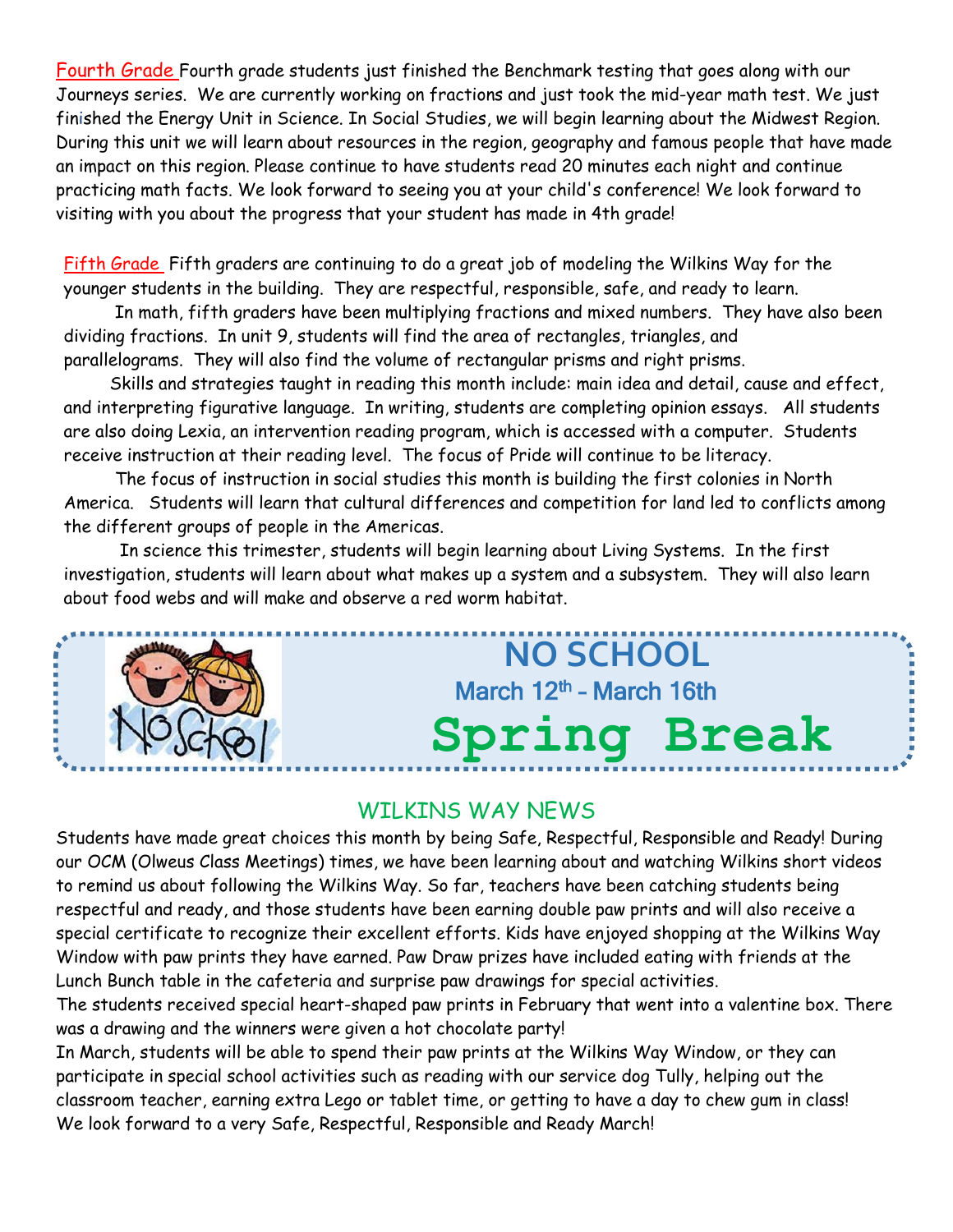**Fourth Grade** Fourth grade students just finished the Benchmark testing that goes along with our Journeys series. We are currently working on fractions and just took the mid-year math test. We just finished the Energy Unit in Science. In Social Studies, we will begin learning about the Midwest Region. During this unit we will learn about resources in the region, geography and famous people that have made an impact on this region. Please continue to have students read 20 minutes each night and continue practicing math facts. We look forward to seeing you at your child's conference! We look forward to visiting with you about the progress that your student has made in 4th grade!

**Fifth Grade** Fifth graders are continuing to do a great job of modeling the Wilkins Way for the younger students in the building. They are respectful, responsible, safe, and ready to learn.

In math, fifth graders have been multiplying fractions and mixed numbers. They have also been dividing fractions. In unit 9, students will find the area of rectangles, triangles, and parallelograms. They will also find the volume of rectangular prisms and right prisms.

Skills and strategies taught in reading this month include: main idea and detail, cause and effect, and interpreting figurative language. In writing, students are completing opinion essays. All students are also doing Lexia, an intervention reading program, which is accessed with a computer. Students receive instruction at their reading level. The focus of Pride will continue to be literacy.

The focus of instruction in social studies this month is building the first colonies in North America. Students will learn that cultural differences and competition for land led to conflicts among the different groups of people in the Americas.

In science this trimester, students will begin learning about Living Systems. In the first investigation, students will learn about what makes up a system and a subsystem. They will also learn about food webs and will make and observe a red worm habitat.

## NO SCHOOL

**March 12th – March 16th**

**Spring Break**

## WILKINS WAY NEWS

Students have made great choices this month by being Safe, Respectful, Responsible and Ready! During our OCM (Olweus Class Meetings) times, we have been learning about and watching Wilkins short videos to remind us about following the Wilkins Way. So far, teachers have been catching students being respectful and ready, and those students have been earning double paw prints and will also receive a special certificate to recognize their excellent efforts. Kids have enjoyed shopping at the Wilkins Way Window with paw prints they have earned. Paw Draw prizes have included eating with friends at the Lunch Bunch table in the cafeteria and surprise paw drawings for special activities.

The students received special heart-shaped paw prints in February that went into a valentine box. There was a drawing and the winners were given a hot chocolate party!

In March, students will be able to spend their paw prints at the Wilkins Way Window, or they can participate in special school activities such as reading with our service dog Tully, helping out the classroom teacher, earning extra Lego or tablet time, or getting to have a day to chew gum in class!

We look forward to a very Safe, Respectful, Responsible and Ready March!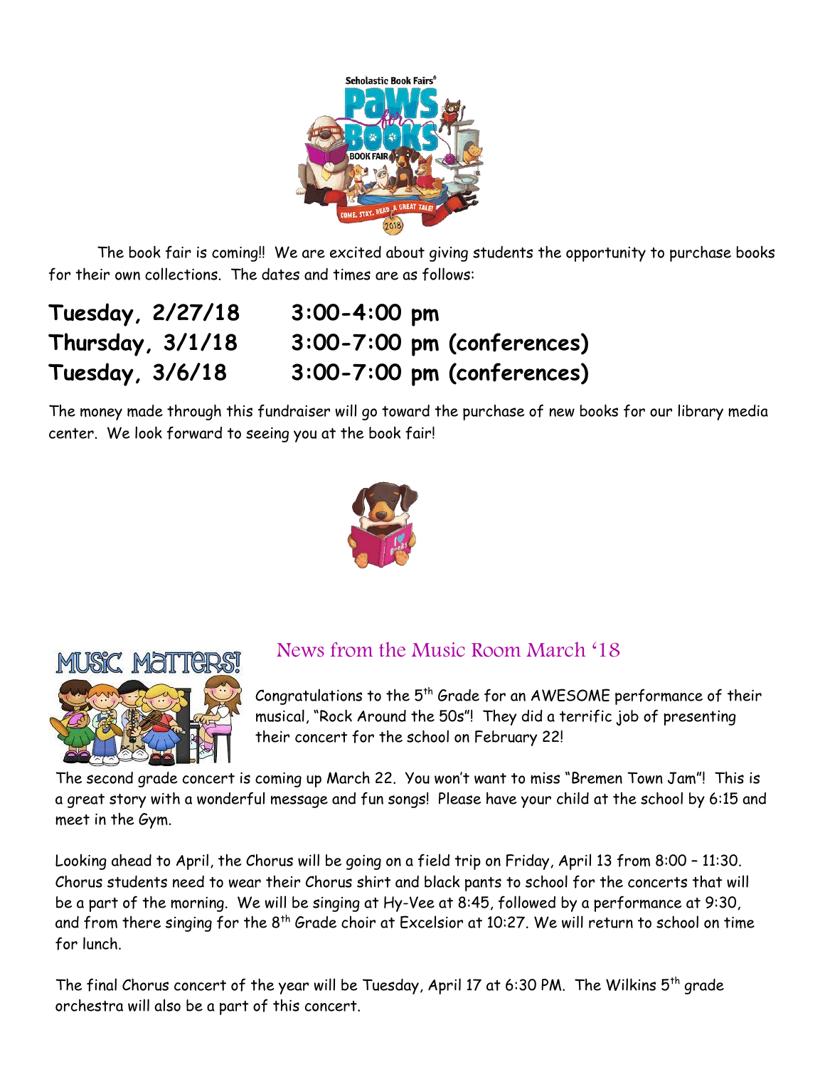The book fair is coming!! We are excited about giving students the opportunity to purchase books for their own collections. The dates and times are as follows:

**Tuesday, 2/27/18 3:00-4:00 pm**
**Thursday, 3/1/18 3:00-7:00 pm (conferences)**
**Tuesday, 3/6/18 3:00-7:00 pm (conferences)**

The money made through this fundraiser will go toward the purchase of new books for our library media center. We look forward to seeing you at the book fair!

## News from the Music Room March '18

Congratulations to the 5th Grade for an AWESOME performance of their musical, "Rock Around the 50s"! They did a terrific job of presenting their concert for the school on February 22!

The second grade concert is coming up March 22. You won't want to miss "Bremen Town Jam"! This is a great story with a wonderful message and fun songs! Please have your child at the school by 6:15 and meet in the Gym.

Looking ahead to April, the Chorus will be going on a field trip on Friday, April 13 from 8:00 – 11:30. Chorus students need to wear their Chorus shirt and black pants to school for the concerts that will be a part of the morning. We will be singing at Hy-Vee at 8:45, followed by a performance at 9:30, and from there singing for the 8th Grade choir at Excelsior at 10:27. We will return to school on time for lunch.

The final Chorus concert of the year will be Tuesday, April 17 at 6:30 PM. The Wilkins 5th grade orchestra will also be a part of this concert.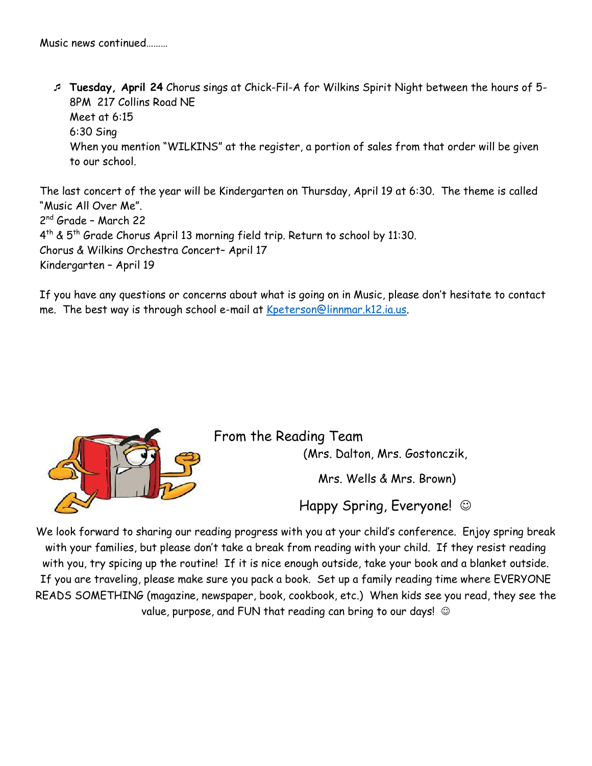Music news continued………

- **Tuesday, April 24** Chorus sings at Chick-Fil-A for Wilkins Spirit Night between the hours of 5-8PM 217 Collins Road NE
  Meet at 6:15
  6:30 Sing
  When you mention "WILKINS" at the register, a portion of sales from that order will be given to our school.

The last concert of the year will be Kindergarten on Thursday, April 19 at 6:30. The theme is called "Music All Over Me".
2nd Grade – March 22
4th & 5th Grade Chorus April 13 morning field trip. Return to school by 11:30.
Chorus & Wilkins Orchestra Concert– April 17
Kindergarten – April 19

If you have any questions or concerns about what is going on in Music, please don't hesitate to contact me. The best way is through school e-mail at [Kpeterson@linnmar.k12.ia.us](mailto:Kpeterson@linnmar.k12.ia.us).

## From the Reading Team

(Mrs. Dalton, Mrs. Gostonczik,

Mrs. Wells & Mrs. Brown)

Happy Spring, Everyone! ☺

We look forward to sharing our reading progress with you at your child's conference. Enjoy spring break with your families, but please don't take a break from reading with your child. If they resist reading with you, try spicing up the routine! If it is nice enough outside, take your book and a blanket outside. If you are traveling, please make sure you pack a book. Set up a family reading time where EVERYONE READS SOMETHING (magazine, newspaper, book, cookbook, etc.) When kids see you read, they see the value, purpose, and FUN that reading can bring to our days! ☺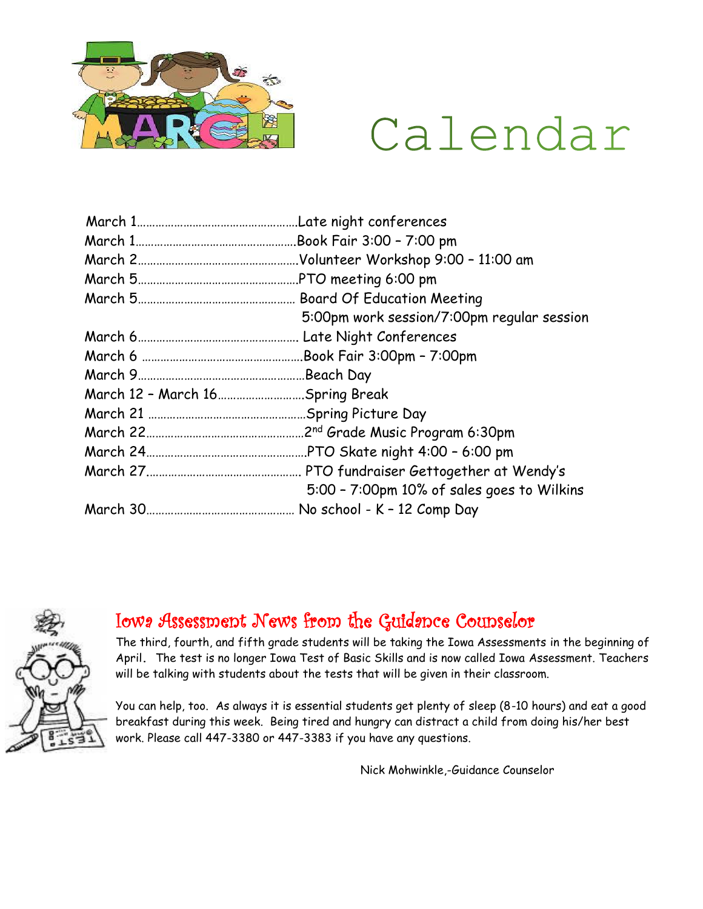# Calendar

| | |
|---|---|
| March 1 | Late night conferences |
| March 1 | Book Fair 3:00 – 7:00 pm |
| March 2 | Volunteer Workshop 9:00 – 11:00 am |
| March 5 | PTO meeting 6:00 pm |
| March 5 | Board Of Education Meeting 5:00pm work session/7:00pm regular session |
| March 6 | Late Night Conferences |
| March 6 | Book Fair 3:00pm – 7:00pm |
| March 9 | Beach Day |
| March 12 – March 16 | Spring Break |
| March 21 | Spring Picture Day |
| March 22 | 2nd Grade Music Program 6:30pm |
| March 24 | PTO Skate night 4:00 – 6:00 pm |
| March 27 | PTO fundraiser Gettogether at Wendy's 5:00 – 7:00pm 10% of sales goes to Wilkins |
| March 30 | No school - K – 12 Comp Day |

## Iowa Assessment News from the Guidance Counselor

The third, fourth, and fifth grade students will be taking the Iowa Assessments in the beginning of April. The test is no longer Iowa Test of Basic Skills and is now called Iowa Assessment. Teachers will be talking with students about the tests that will be given in their classroom.

You can help, too. As always it is essential students get plenty of sleep (8-10 hours) and eat a good breakfast during this week. Being tired and hungry can distract a child from doing his/her best work. Please call 447-3380 or 447-3383 if you have any questions.

Nick Mohwinkle,-Guidance Counselor